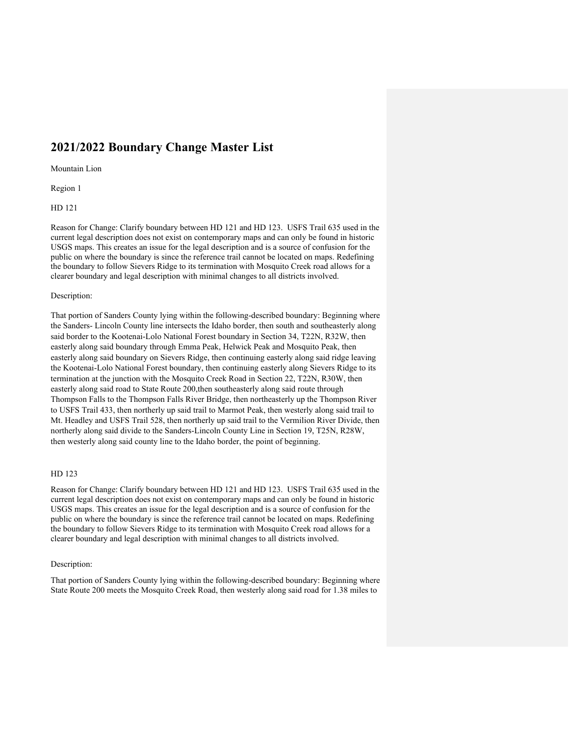# 2021/2022 Boundary Change Master List

Mountain Lion

Region 1

HD 121

Reason for Change: Clarify boundary between HD 121 and HD 123. USFS Trail 635 used in the current legal description does not exist on contemporary maps and can only be found in historic USGS maps. This creates an issue for the legal description and is a source of confusion for the public on where the boundary is since the reference trail cannot be located on maps. Redefining the boundary to follow Sievers Ridge to its termination with Mosquito Creek road allows for a clearer boundary and legal description with minimal changes to all districts involved.

Description:

That portion of Sanders County lying within the following-described boundary: Beginning where the Sanders- Lincoln County line intersects the Idaho border, then south and southeasterly along said border to the Kootenai-Lolo National Forest boundary in Section 34, T22N, R32W, then easterly along said boundary through Emma Peak, Helwick Peak and Mosquito Peak, then easterly along said boundary on Sievers Ridge, then continuing easterly along said ridge leaving the Kootenai-Lolo National Forest boundary, then continuing easterly along Sievers Ridge to its termination at the junction with the Mosquito Creek Road in Section 22, T22N, R30W, then easterly along said road to State Route 200,then southeasterly along said route through Thompson Falls to the Thompson Falls River Bridge, then northeasterly up the Thompson River to USFS Trail 433, then northerly up said trail to Marmot Peak, then westerly along said trail to Mt. Headley and USFS Trail 528, then northerly up said trail to the Vermilion River Divide, then northerly along said divide to the Sanders-Lincoln County Line in Section 19, T25N, R28W, then westerly along said county line to the Idaho border, the point of beginning.

HD 123

Reason for Change: Clarify boundary between HD 121 and HD 123. USFS Trail 635 used in the current legal description does not exist on contemporary maps and can only be found in historic USGS maps. This creates an issue for the legal description and is a source of confusion for the public on where the boundary is since the reference trail cannot be located on maps. Redefining the boundary to follow Sievers Ridge to its termination with Mosquito Creek road allows for a clearer boundary and legal description with minimal changes to all districts involved.

Description:

That portion of Sanders County lying within the following-described boundary: Beginning where State Route 200 meets the Mosquito Creek Road, then westerly along said road for 1.38 miles to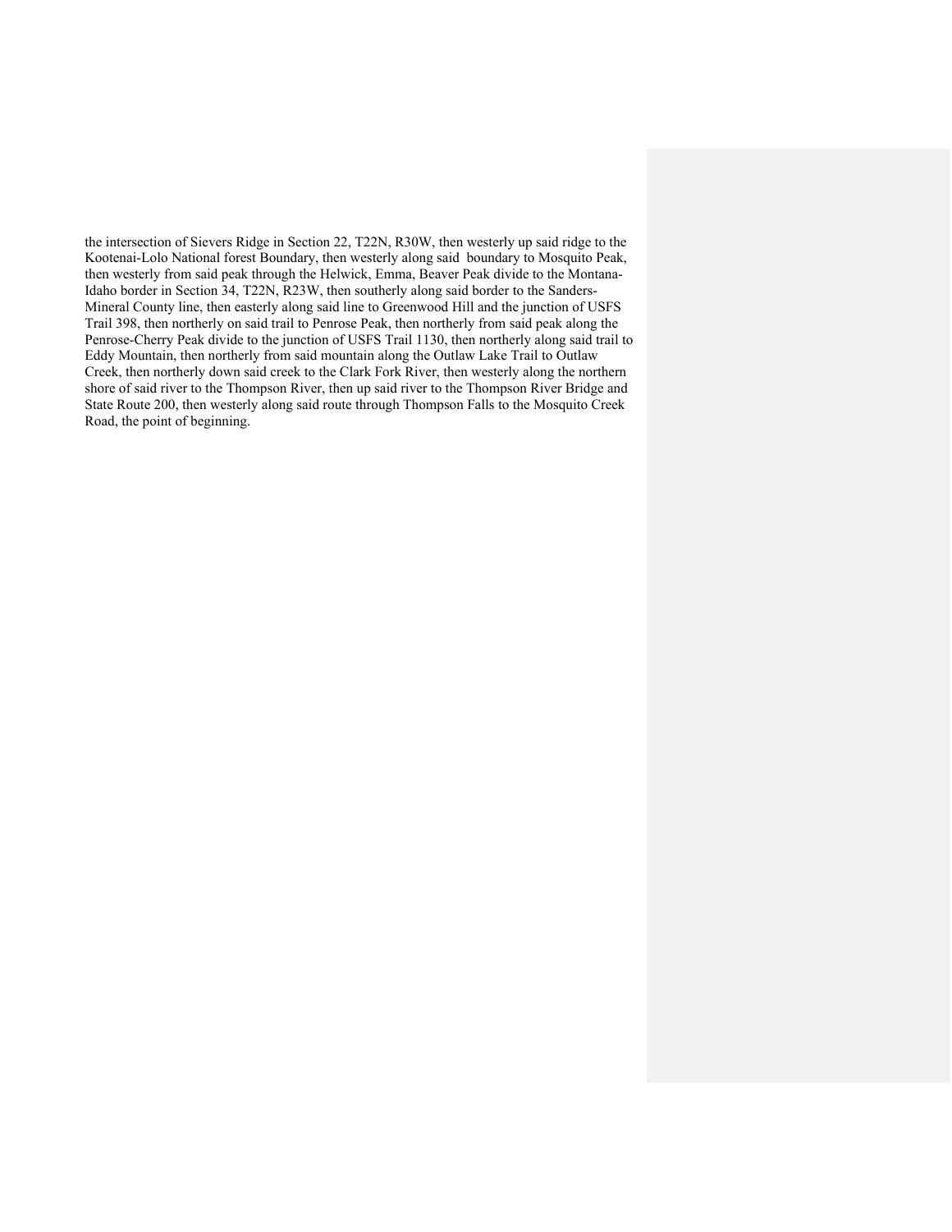the intersection of Sievers Ridge in Section 22, T22N, R30W, then westerly up said ridge to the Kootenai-Lolo National forest Boundary, then westerly along said boundary to Mosquito Peak, then westerly from said peak through the Helwick, Emma, Beaver Peak divide to the Montana-Idaho border in Section 34, T22N, R23W, then southerly along said border to the Sanders-Mineral County line, then easterly along said line to Greenwood Hill and the junction of USFS Trail 398, then northerly on said trail to Penrose Peak, then northerly from said peak along the Penrose-Cherry Peak divide to the junction of USFS Trail 1130, then northerly along said trail to Eddy Mountain, then northerly from said mountain along the Outlaw Lake Trail to Outlaw Creek, then northerly down said creek to the Clark Fork River, then westerly along the northern shore of said river to the Thompson River, then up said river to the Thompson River Bridge and State Route 200, then westerly along said route through Thompson Falls to the Mosquito Creek Road, the point of beginning.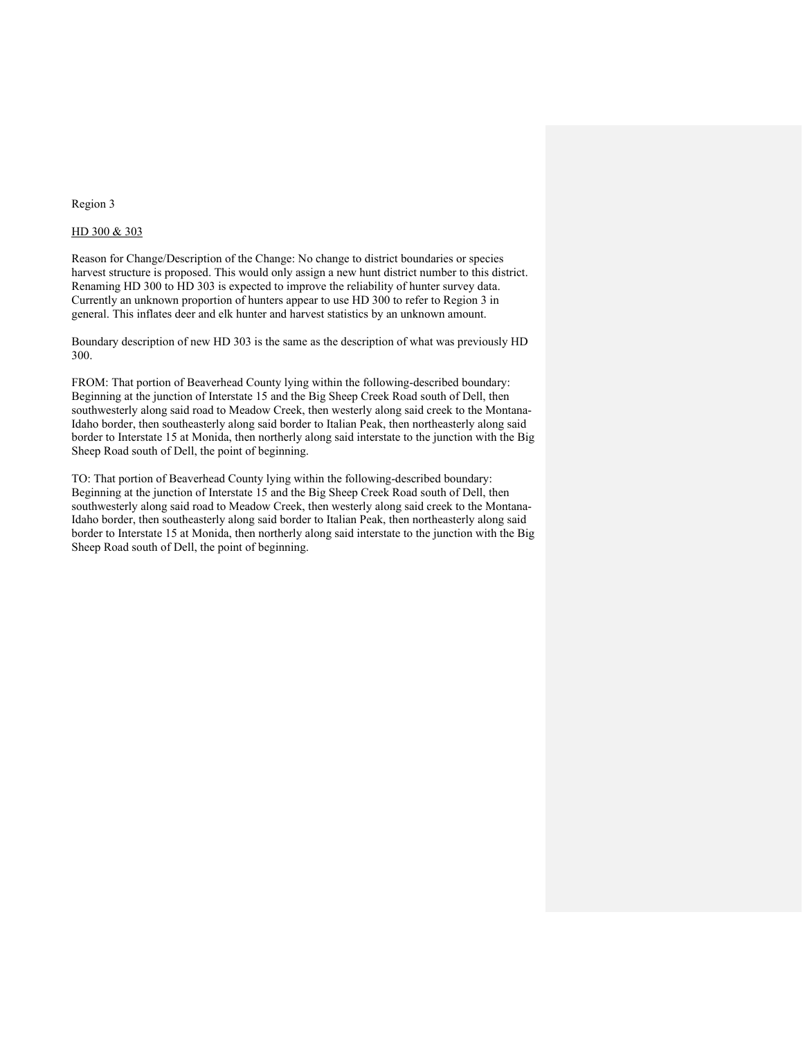Region 3

<u>HD 300 & 303</u>

Reason for Change/Description of the Change: No change to district boundaries or species harvest structure is proposed. This would only assign a new hunt district number to this district. Renaming HD 300 to HD 303 is expected to improve the reliability of hunter survey data. Currently an unknown proportion of hunters appear to use HD 300 to refer to Region 3 in general. This inflates deer and elk hunter and harvest statistics by an unknown amount.

Boundary description of new HD 303 is the same as the description of what was previously HD 300.

FROM: That portion of Beaverhead County lying within the following-described boundary: Beginning at the junction of Interstate 15 and the Big Sheep Creek Road south of Dell, then southwesterly along said road to Meadow Creek, then westerly along said creek to the Montana-Idaho border, then southeasterly along said border to Italian Peak, then northeasterly along said border to Interstate 15 at Monida, then northerly along said interstate to the junction with the Big Sheep Road south of Dell, the point of beginning.

TO: That portion of Beaverhead County lying within the following-described boundary: Beginning at the junction of Interstate 15 and the Big Sheep Creek Road south of Dell, then southwesterly along said road to Meadow Creek, then westerly along said creek to the Montana-Idaho border, then southeasterly along said border to Italian Peak, then northeasterly along said border to Interstate 15 at Monida, then northerly along said interstate to the junction with the Big Sheep Road south of Dell, the point of beginning.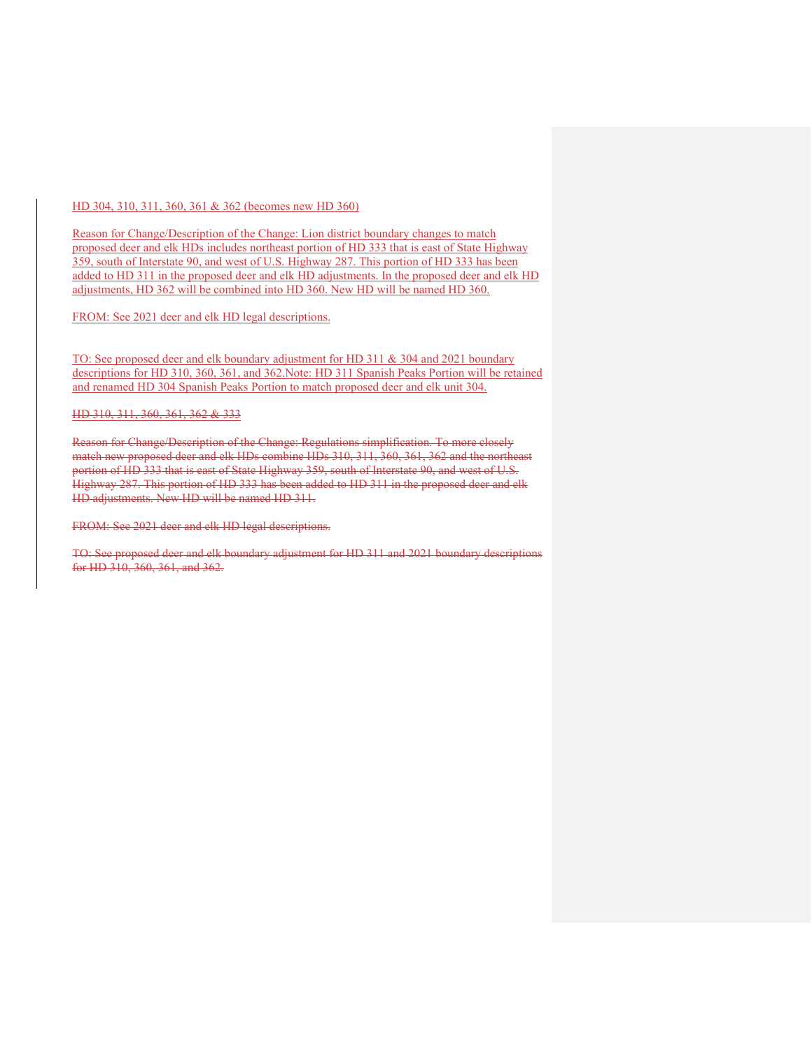HD 304, 310, 311, 360, 361 & 362 (becomes new HD 360)

Reason for Change/Description of the Change: Lion district boundary changes to match proposed deer and elk HDs includes northeast portion of HD 333 that is east of State Highway 359, south of Interstate 90, and west of U.S. Highway 287. This portion of HD 333 has been added to HD 311 in the proposed deer and elk HD adjustments. In the proposed deer and elk HD adjustments, HD 362 will be combined into HD 360. New HD will be named HD 360.

FROM: See 2021 deer and elk HD legal descriptions.

TO: See proposed deer and elk boundary adjustment for HD 311 & 304 and 2021 boundary descriptions for HD 310, 360, 361, and 362.Note: HD 311 Spanish Peaks Portion will be retained and renamed HD 304 Spanish Peaks Portion to match proposed deer and elk unit 304.

~~HD 310, 311, 360, 361, 362 & 333~~

~~Reason for Change/Description of the Change: Regulations simplification. To more closely match new proposed deer and elk HDs combine HDs 310, 311, 360, 361, 362 and the northeast portion of HD 333 that is east of State Highway 359, south of Interstate 90, and west of U.S. Highway 287. This portion of HD 333 has been added to HD 311 in the proposed deer and elk HD adjustments. New HD will be named HD 311.~~

~~FROM: See 2021 deer and elk HD legal descriptions.~~

~~TO: See proposed deer and elk boundary adjustment for HD 311 and 2021 boundary descriptions for HD 310, 360, 361, and 362.~~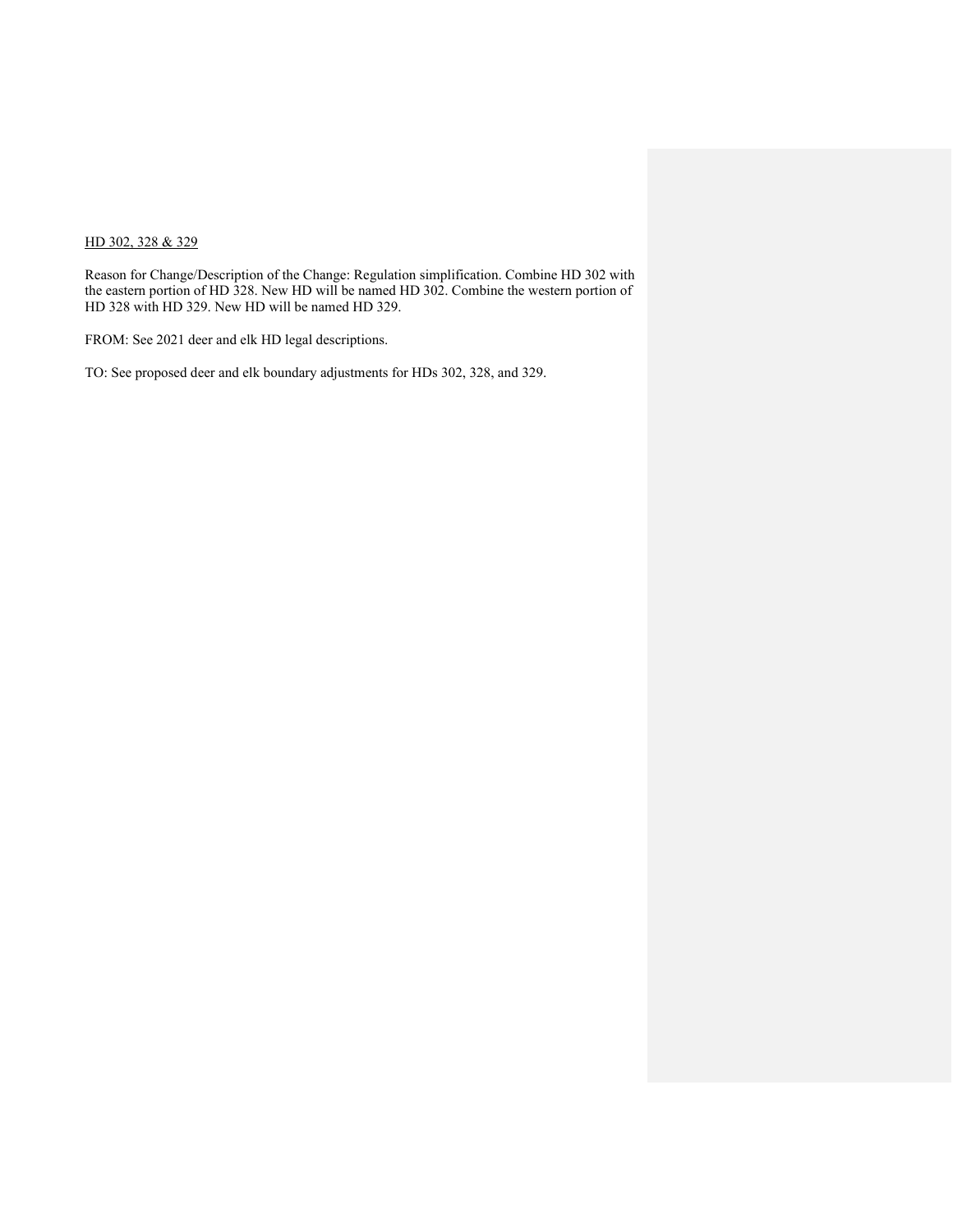<u>HD 302, 328 & 329</u>

Reason for Change/Description of the Change: Regulation simplification. Combine HD 302 with the eastern portion of HD 328. New HD will be named HD 302. Combine the western portion of HD 328 with HD 329. New HD will be named HD 329.

FROM: See 2021 deer and elk HD legal descriptions.

TO: See proposed deer and elk boundary adjustments for HDs 302, 328, and 329.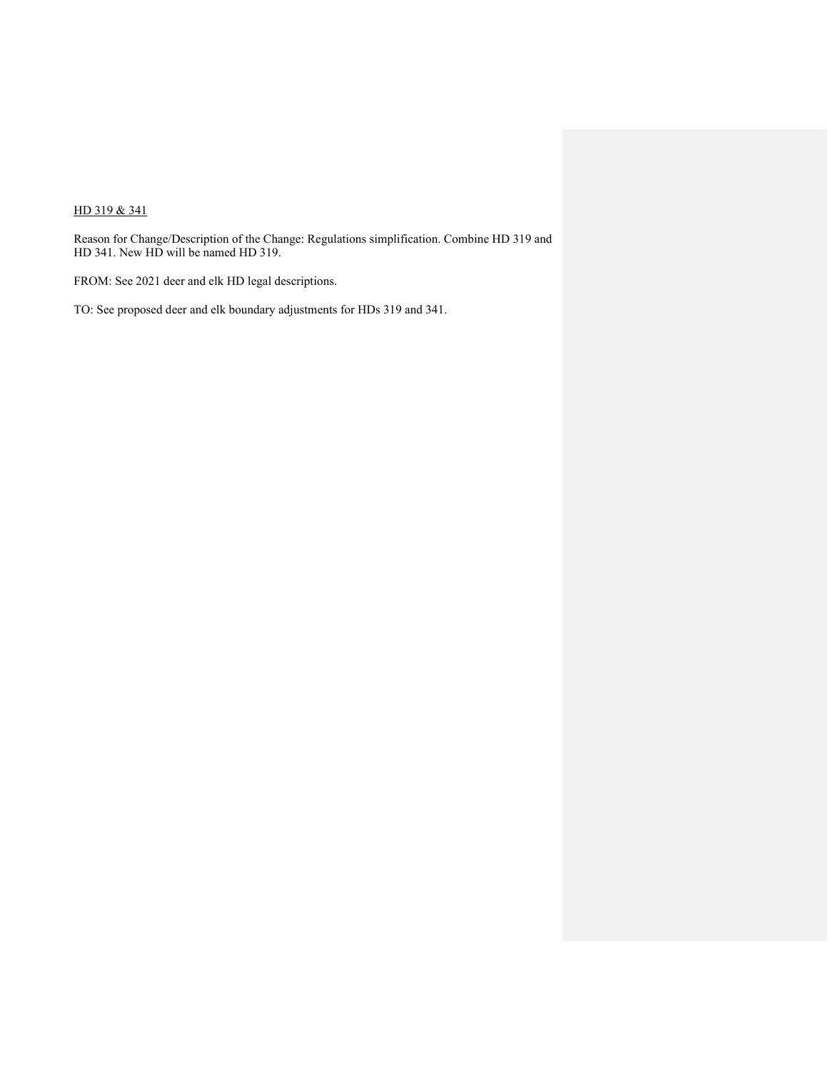<u>HD 319 & 341</u>

Reason for Change/Description of the Change: Regulations simplification. Combine HD 319 and HD 341. New HD will be named HD 319.

FROM: See 2021 deer and elk HD legal descriptions.

TO: See proposed deer and elk boundary adjustments for HDs 319 and 341.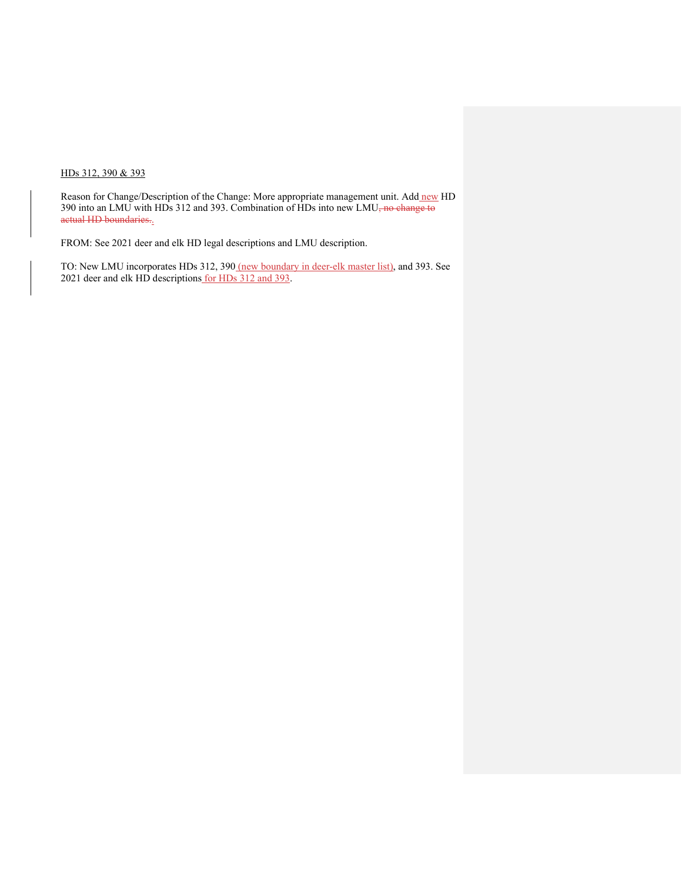HDs 312, 390 & 393

Reason for Change/Description of the Change: More appropriate management unit. Add new HD 390 into an LMU with HDs 312 and 393. Combination of HDs into new LMU~~, no change to actual HD boundaries.~~.

FROM: See 2021 deer and elk HD legal descriptions and LMU description.

TO: New LMU incorporates HDs 312, 390 (new boundary in deer-elk master list), and 393. See 2021 deer and elk HD descriptions for HDs 312 and 393.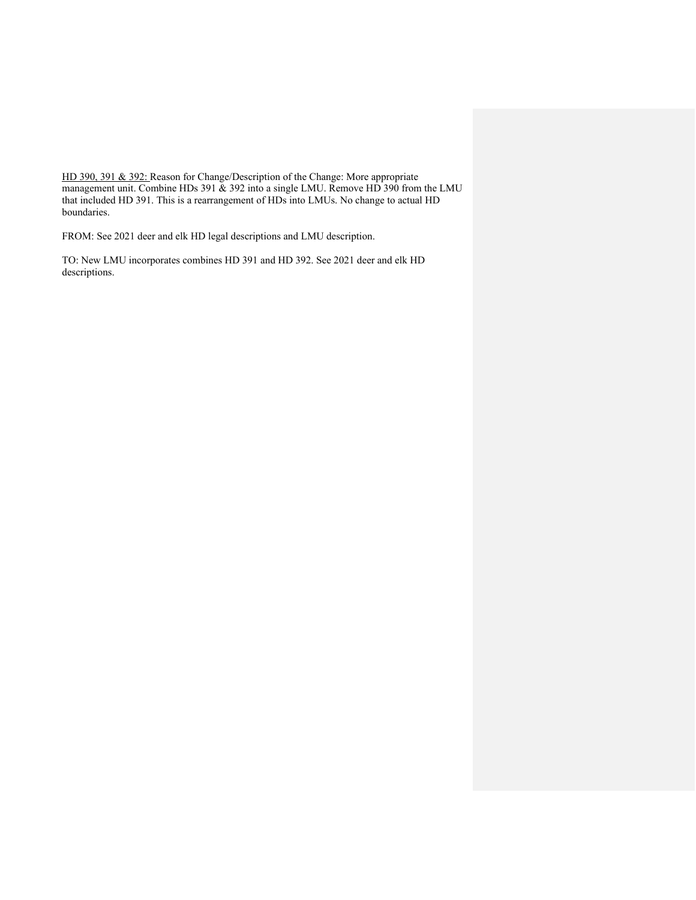<u>HD 390, 391 & 392:</u> Reason for Change/Description of the Change: More appropriate management unit. Combine HDs 391 & 392 into a single LMU. Remove HD 390 from the LMU that included HD 391. This is a rearrangement of HDs into LMUs. No change to actual HD boundaries.

FROM: See 2021 deer and elk HD legal descriptions and LMU description.

TO: New LMU incorporates combines HD 391 and HD 392. See 2021 deer and elk HD descriptions.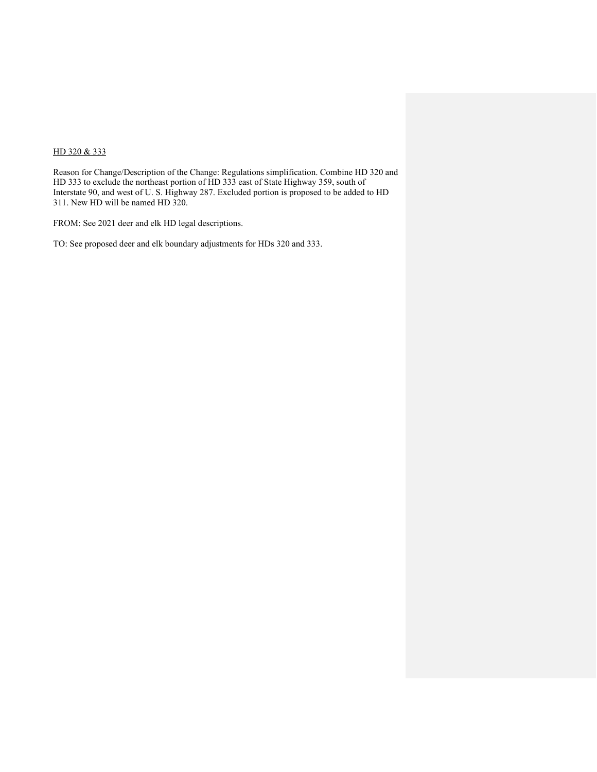<u>HD 320 & 333</u>

Reason for Change/Description of the Change: Regulations simplification. Combine HD 320 and HD 333 to exclude the northeast portion of HD 333 east of State Highway 359, south of Interstate 90, and west of U. S. Highway 287. Excluded portion is proposed to be added to HD 311. New HD will be named HD 320.

FROM: See 2021 deer and elk HD legal descriptions.

TO: See proposed deer and elk boundary adjustments for HDs 320 and 333.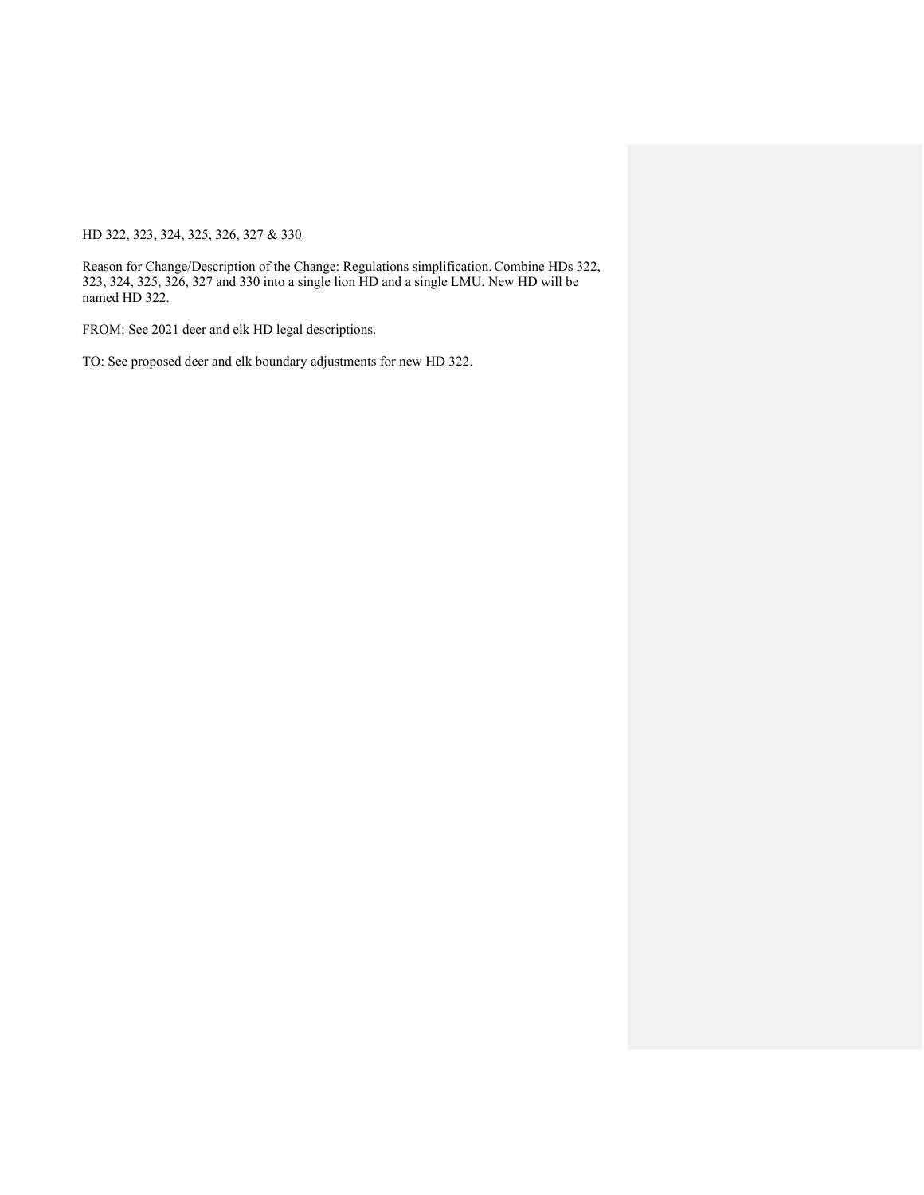<u>HD 322, 323, 324, 325, 326, 327 & 330</u>

Reason for Change/Description of the Change: Regulations simplification. Combine HDs 322, 323, 324, 325, 326, 327 and 330 into a single lion HD and a single LMU. New HD will be named HD 322.

FROM: See 2021 deer and elk HD legal descriptions.

TO: See proposed deer and elk boundary adjustments for new HD 322.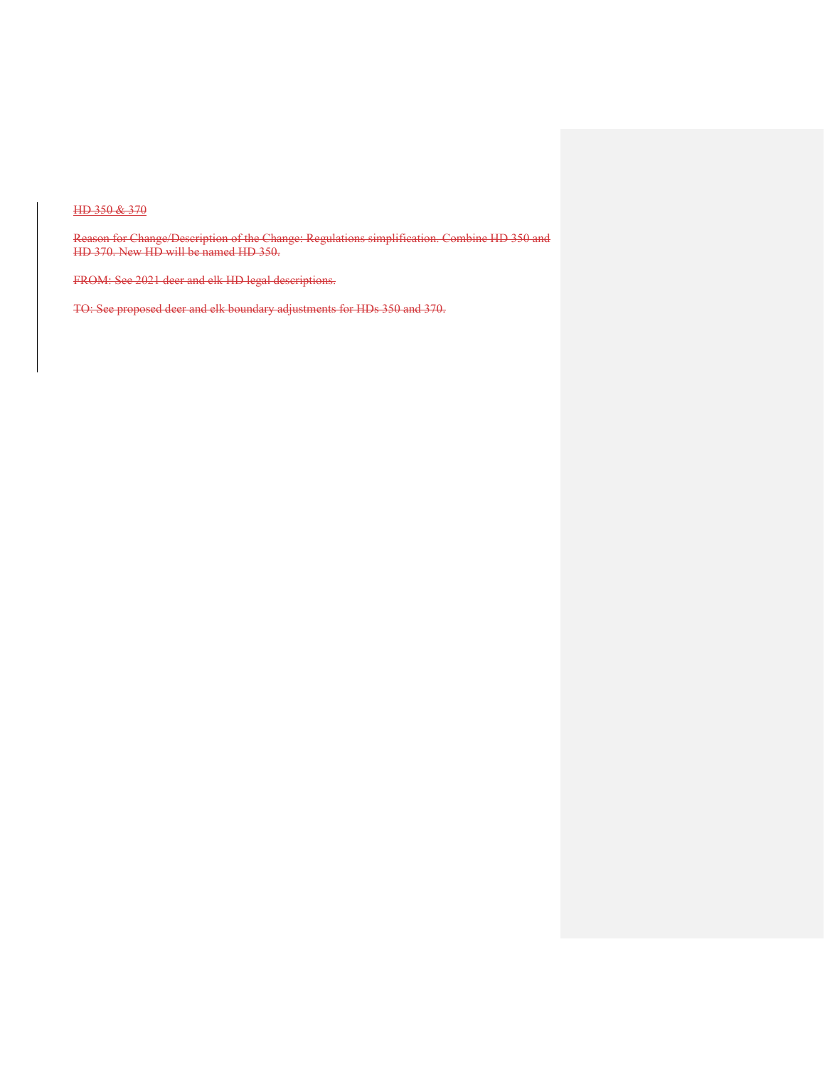~~HD 350 & 370~~

~~Reason for Change/Description of the Change: Regulations simplification. Combine HD 350 and HD 370. New HD will be named HD 350.~~

~~FROM: See 2021 deer and elk HD legal descriptions.~~

~~TO: See proposed deer and elk boundary adjustments for HDs 350 and 370.~~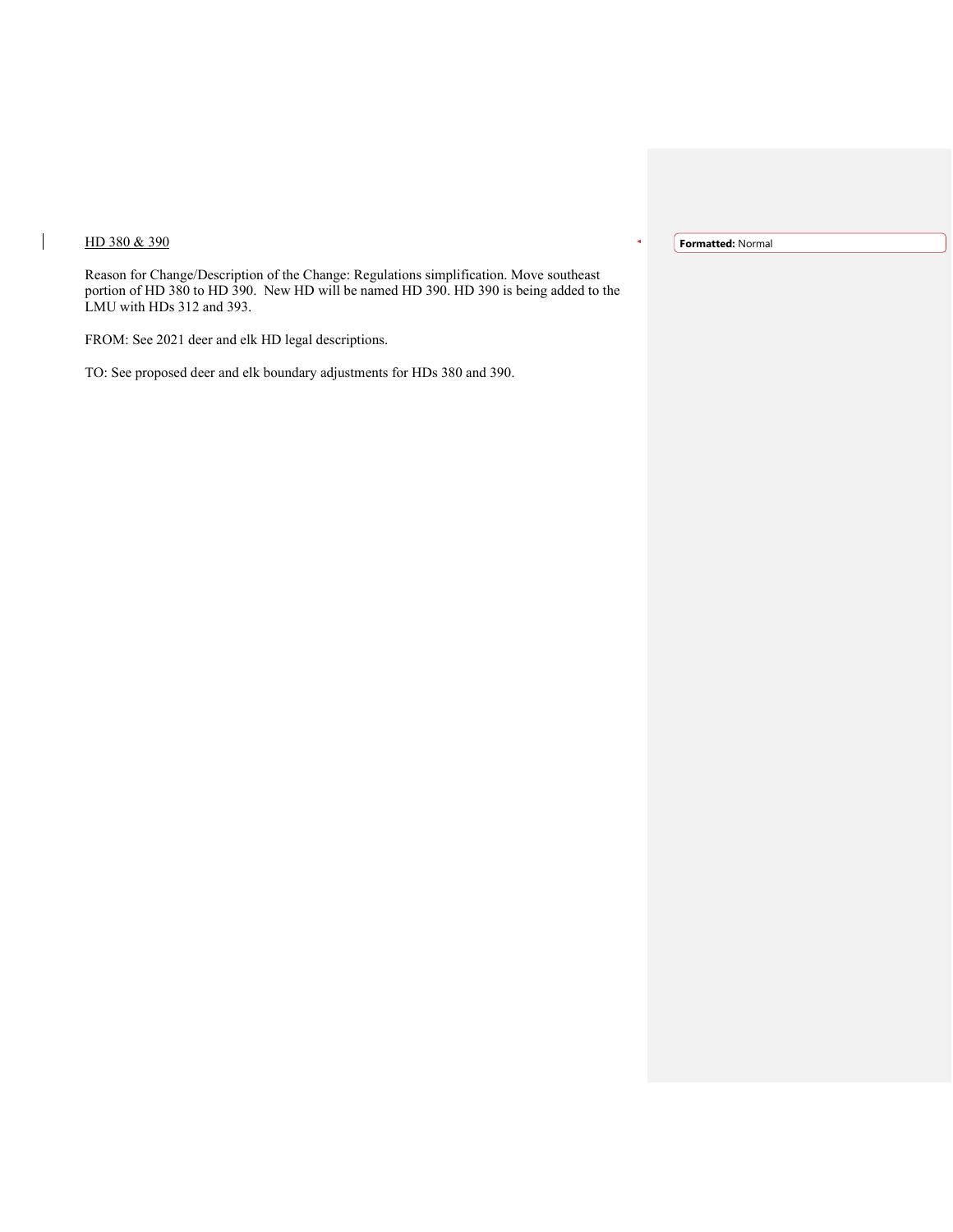HD 380 & 390

Reason for Change/Description of the Change: Regulations simplification. Move southeast portion of HD 380 to HD 390. New HD will be named HD 390. HD 390 is being added to the LMU with HDs 312 and 393.

FROM: See 2021 deer and elk HD legal descriptions.

TO: See proposed deer and elk boundary adjustments for HDs 380 and 390.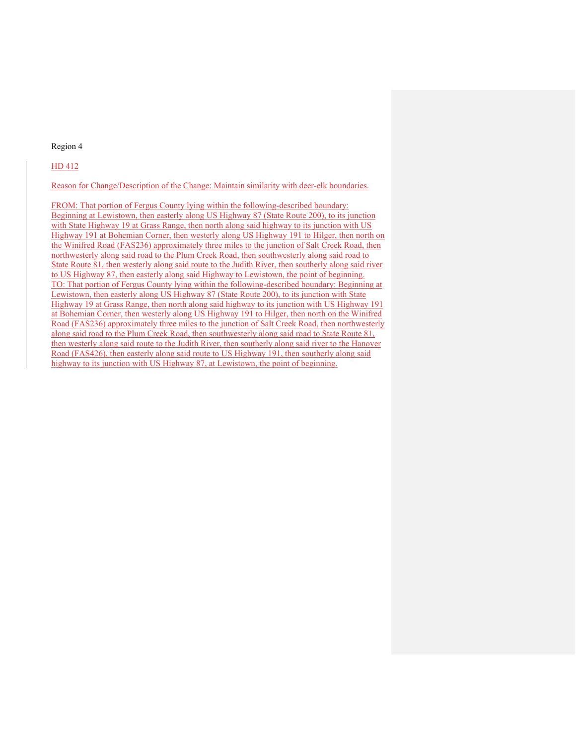Region 4

HD 412

Reason for Change/Description of the Change: Maintain similarity with deer-elk boundaries.

FROM: That portion of Fergus County lying within the following-described boundary: Beginning at Lewistown, then easterly along US Highway 87 (State Route 200), to its junction with State Highway 19 at Grass Range, then north along said highway to its junction with US Highway 191 at Bohemian Corner, then westerly along US Highway 191 to Hilger, then north on the Winifred Road (FAS236) approximately three miles to the junction of Salt Creek Road, then northwesterly along said road to the Plum Creek Road, then southwesterly along said road to State Route 81, then westerly along said route to the Judith River, then southerly along said river to US Highway 87, then easterly along said Highway to Lewistown, the point of beginning.

TO: That portion of Fergus County lying within the following-described boundary: Beginning at Lewistown, then easterly along US Highway 87 (State Route 200), to its junction with State Highway 19 at Grass Range, then north along said highway to its junction with US Highway 191 at Bohemian Corner, then westerly along US Highway 191 to Hilger, then north on the Winifred Road (FAS236) approximately three miles to the junction of Salt Creek Road, then northwesterly along said road to the Plum Creek Road, then southwesterly along said road to State Route 81, then westerly along said route to the Judith River, then southerly along said river to the Hanover Road (FAS426), then easterly along said route to US Highway 191, then southerly along said highway to its junction with US Highway 87, at Lewistown, the point of beginning.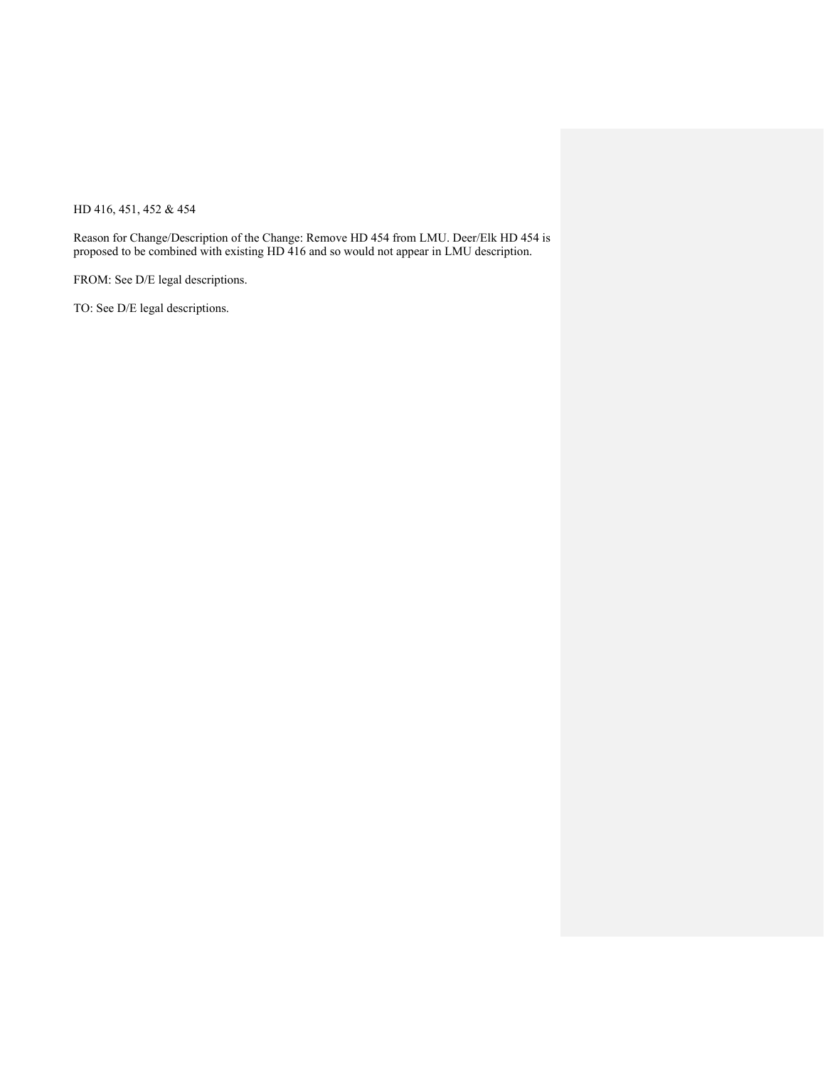HD 416, 451, 452 & 454

Reason for Change/Description of the Change: Remove HD 454 from LMU. Deer/Elk HD 454 is proposed to be combined with existing HD 416 and so would not appear in LMU description.

FROM: See D/E legal descriptions.

TO: See D/E legal descriptions.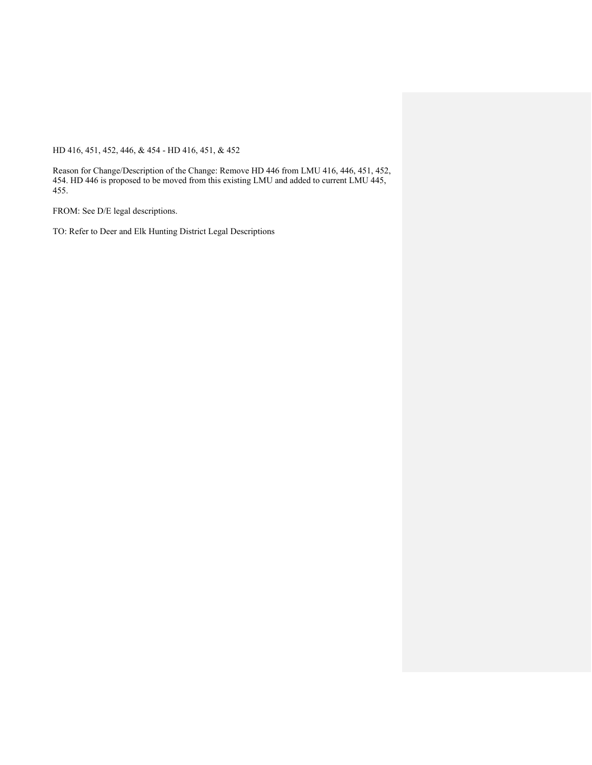HD 416, 451, 452, 446, & 454 - HD 416, 451, & 452

Reason for Change/Description of the Change: Remove HD 446 from LMU 416, 446, 451, 452, 454. HD 446 is proposed to be moved from this existing LMU and added to current LMU 445, 455.

FROM: See D/E legal descriptions.

TO: Refer to Deer and Elk Hunting District Legal Descriptions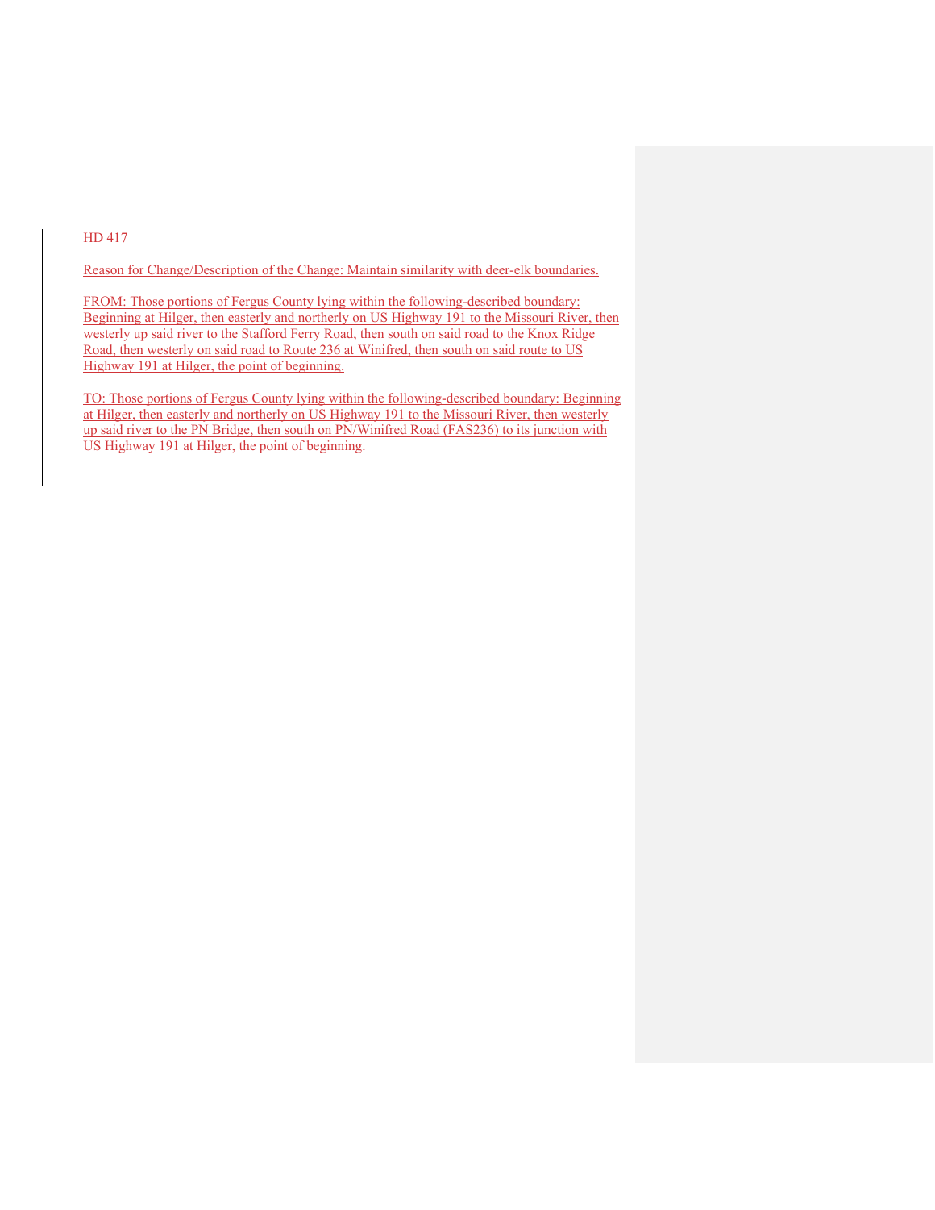HD 417

Reason for Change/Description of the Change: Maintain similarity with deer-elk boundaries.

FROM: Those portions of Fergus County lying within the following-described boundary: Beginning at Hilger, then easterly and northerly on US Highway 191 to the Missouri River, then westerly up said river to the Stafford Ferry Road, then south on said road to the Knox Ridge Road, then westerly on said road to Route 236 at Winifred, then south on said route to US Highway 191 at Hilger, the point of beginning.

TO: Those portions of Fergus County lying within the following-described boundary: Beginning at Hilger, then easterly and northerly on US Highway 191 to the Missouri River, then westerly up said river to the PN Bridge, then south on PN/Winifred Road (FAS236) to its junction with US Highway 191 at Hilger, the point of beginning.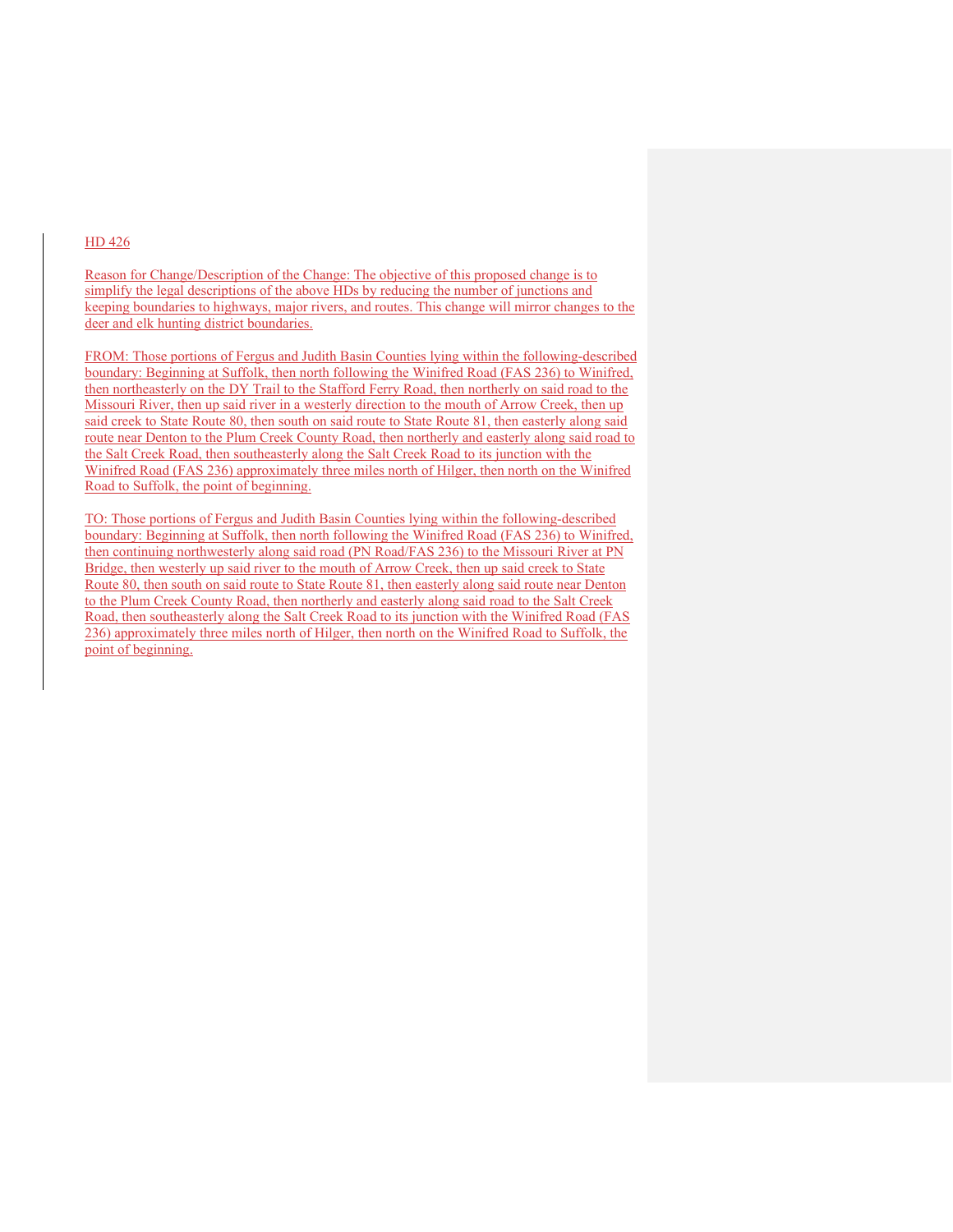HD 426

Reason for Change/Description of the Change: The objective of this proposed change is to simplify the legal descriptions of the above HDs by reducing the number of junctions and keeping boundaries to highways, major rivers, and routes. This change will mirror changes to the deer and elk hunting district boundaries.

FROM: Those portions of Fergus and Judith Basin Counties lying within the following-described boundary: Beginning at Suffolk, then north following the Winifred Road (FAS 236) to Winifred, then northeasterly on the DY Trail to the Stafford Ferry Road, then northerly on said road to the Missouri River, then up said river in a westerly direction to the mouth of Arrow Creek, then up said creek to State Route 80, then south on said route to State Route 81, then easterly along said route near Denton to the Plum Creek County Road, then northerly and easterly along said road to the Salt Creek Road, then southeasterly along the Salt Creek Road to its junction with the Winifred Road (FAS 236) approximately three miles north of Hilger, then north on the Winifred Road to Suffolk, the point of beginning.

TO: Those portions of Fergus and Judith Basin Counties lying within the following-described boundary: Beginning at Suffolk, then north following the Winifred Road (FAS 236) to Winifred, then continuing northwesterly along said road (PN Road/FAS 236) to the Missouri River at PN Bridge, then westerly up said river to the mouth of Arrow Creek, then up said creek to State Route 80, then south on said route to State Route 81, then easterly along said route near Denton to the Plum Creek County Road, then northerly and easterly along said road to the Salt Creek Road, then southeasterly along the Salt Creek Road to its junction with the Winifred Road (FAS 236) approximately three miles north of Hilger, then north on the Winifred Road to Suffolk, the point of beginning.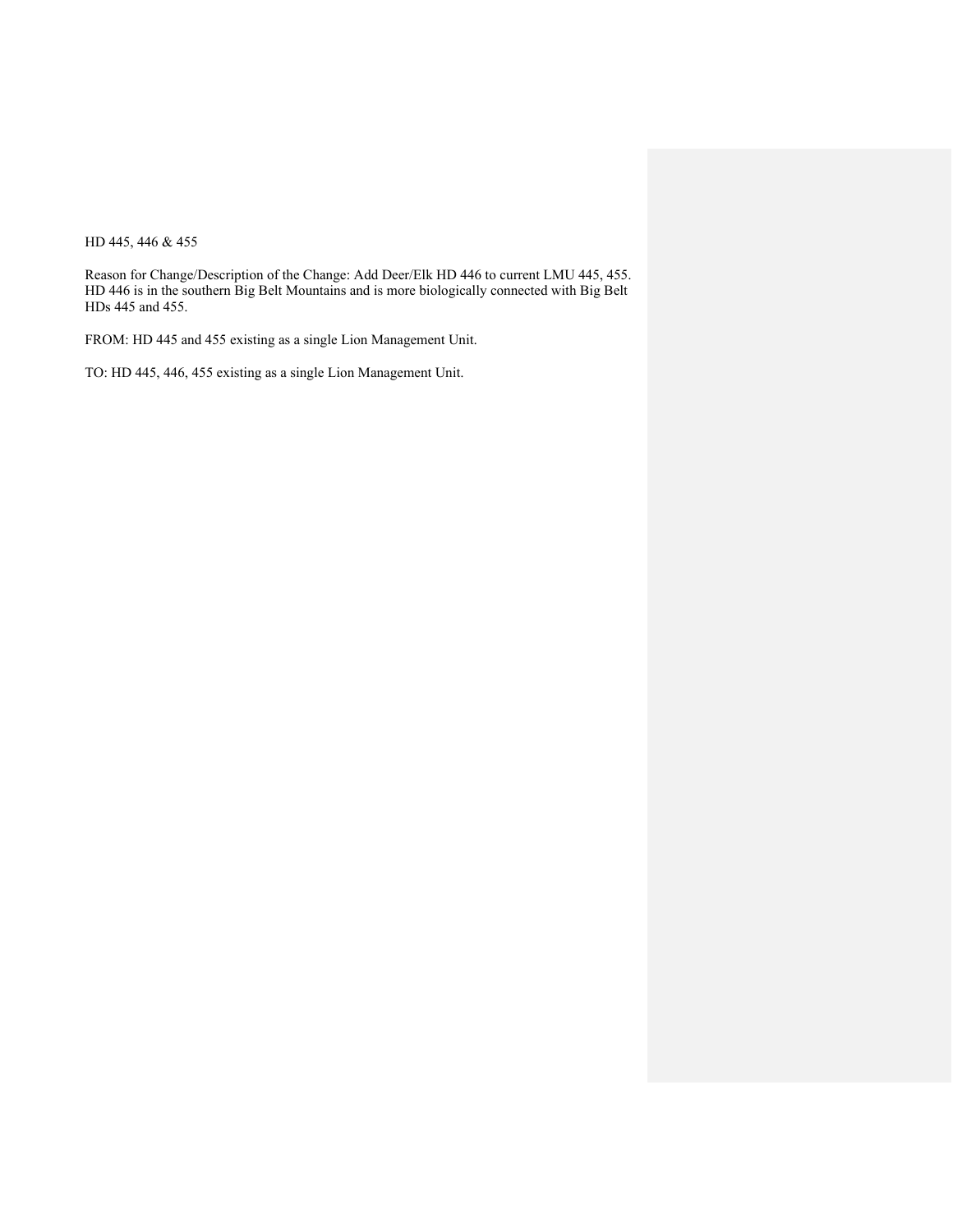HD 445, 446 & 455

Reason for Change/Description of the Change: Add Deer/Elk HD 446 to current LMU 445, 455. HD 446 is in the southern Big Belt Mountains and is more biologically connected with Big Belt HDs 445 and 455.

FROM: HD 445 and 455 existing as a single Lion Management Unit.

TO: HD 445, 446, 455 existing as a single Lion Management Unit.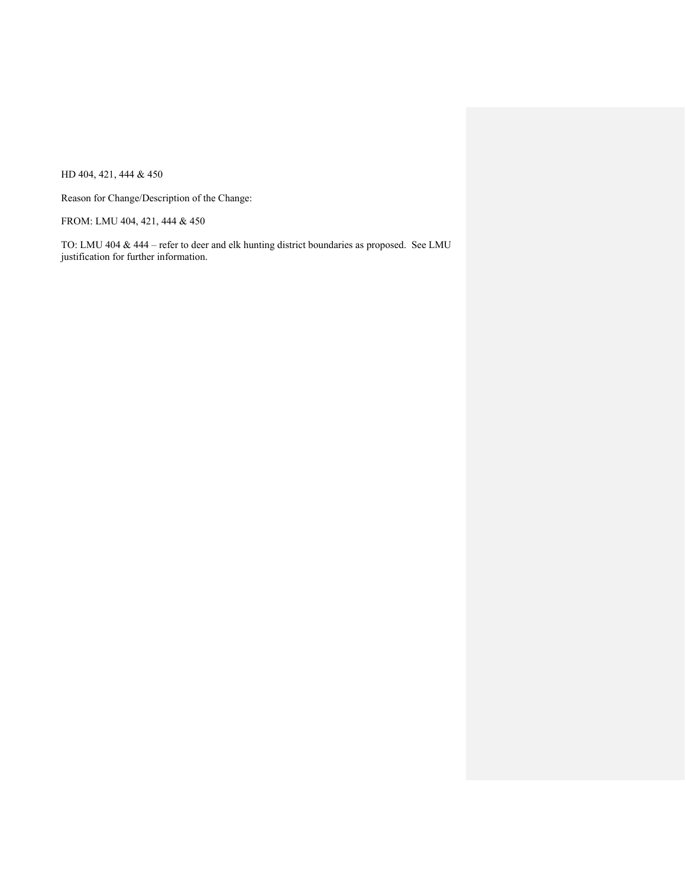HD 404, 421, 444 & 450

Reason for Change/Description of the Change:

FROM: LMU 404, 421, 444 & 450

TO: LMU 404 & 444 – refer to deer and elk hunting district boundaries as proposed. See LMU justification for further information.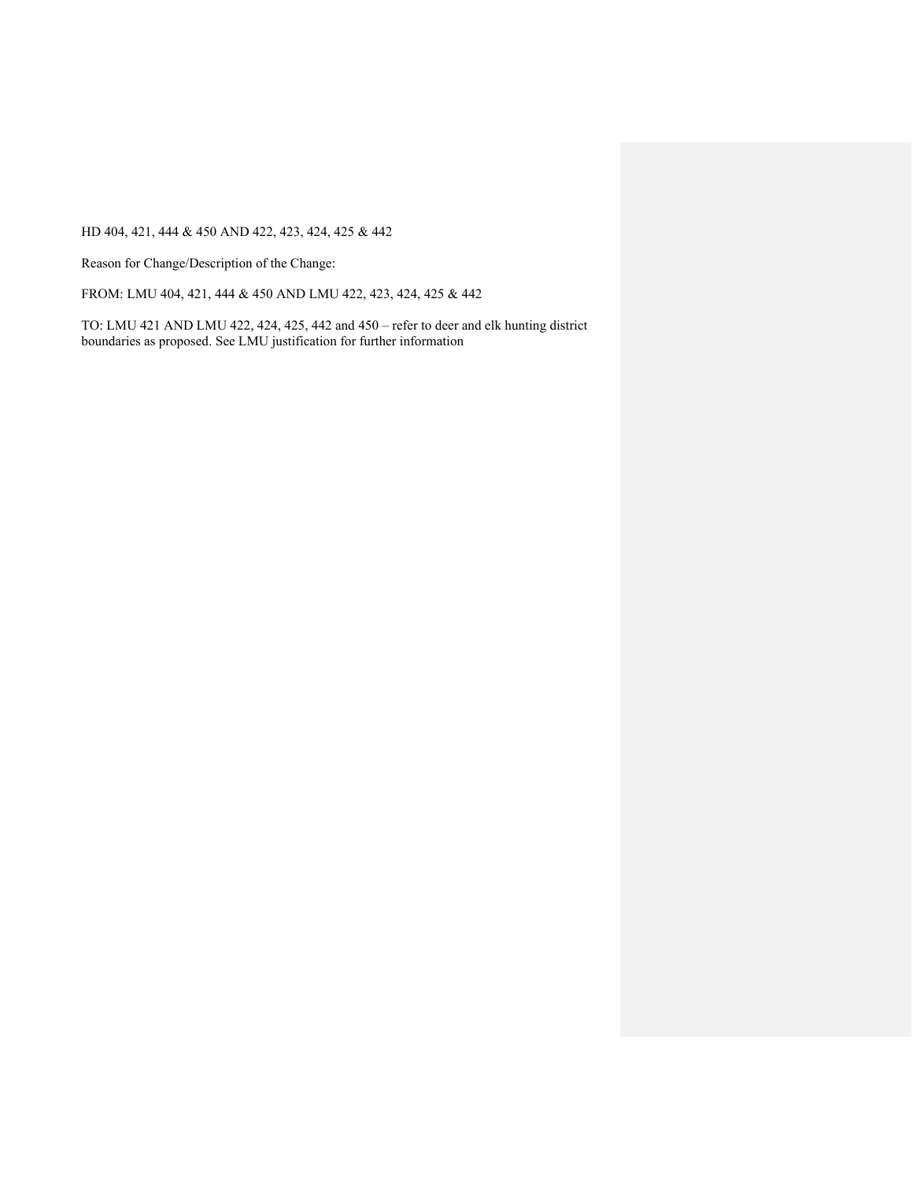HD 404, 421, 444 & 450 AND 422, 423, 424, 425 & 442

Reason for Change/Description of the Change:

FROM: LMU 404, 421, 444 & 450 AND LMU 422, 423, 424, 425 & 442

TO: LMU 421 AND LMU 422, 424, 425, 442 and 450 – refer to deer and elk hunting district boundaries as proposed. See LMU justification for further information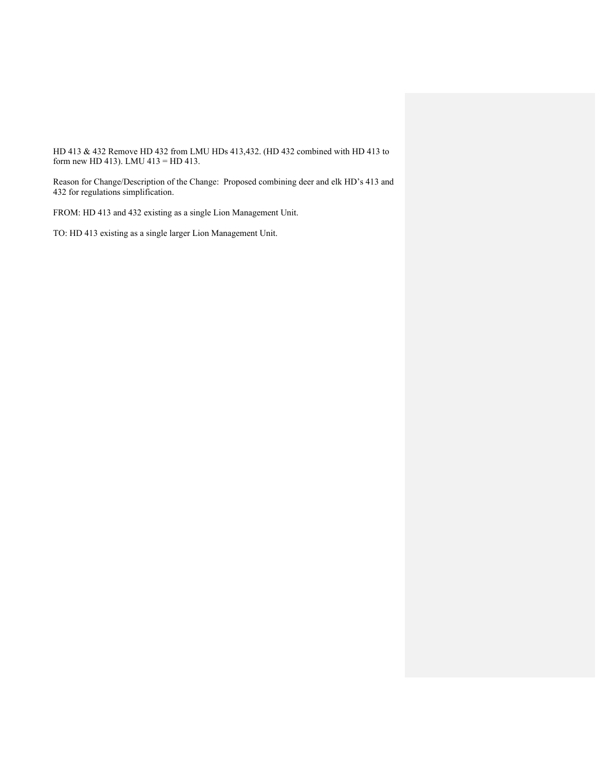HD 413 & 432 Remove HD 432 from LMU HDs 413,432. (HD 432 combined with HD 413 to form new HD 413). LMU 413 = HD 413.

Reason for Change/Description of the Change: Proposed combining deer and elk HD's 413 and 432 for regulations simplification.

FROM: HD 413 and 432 existing as a single Lion Management Unit.

TO: HD 413 existing as a single larger Lion Management Unit.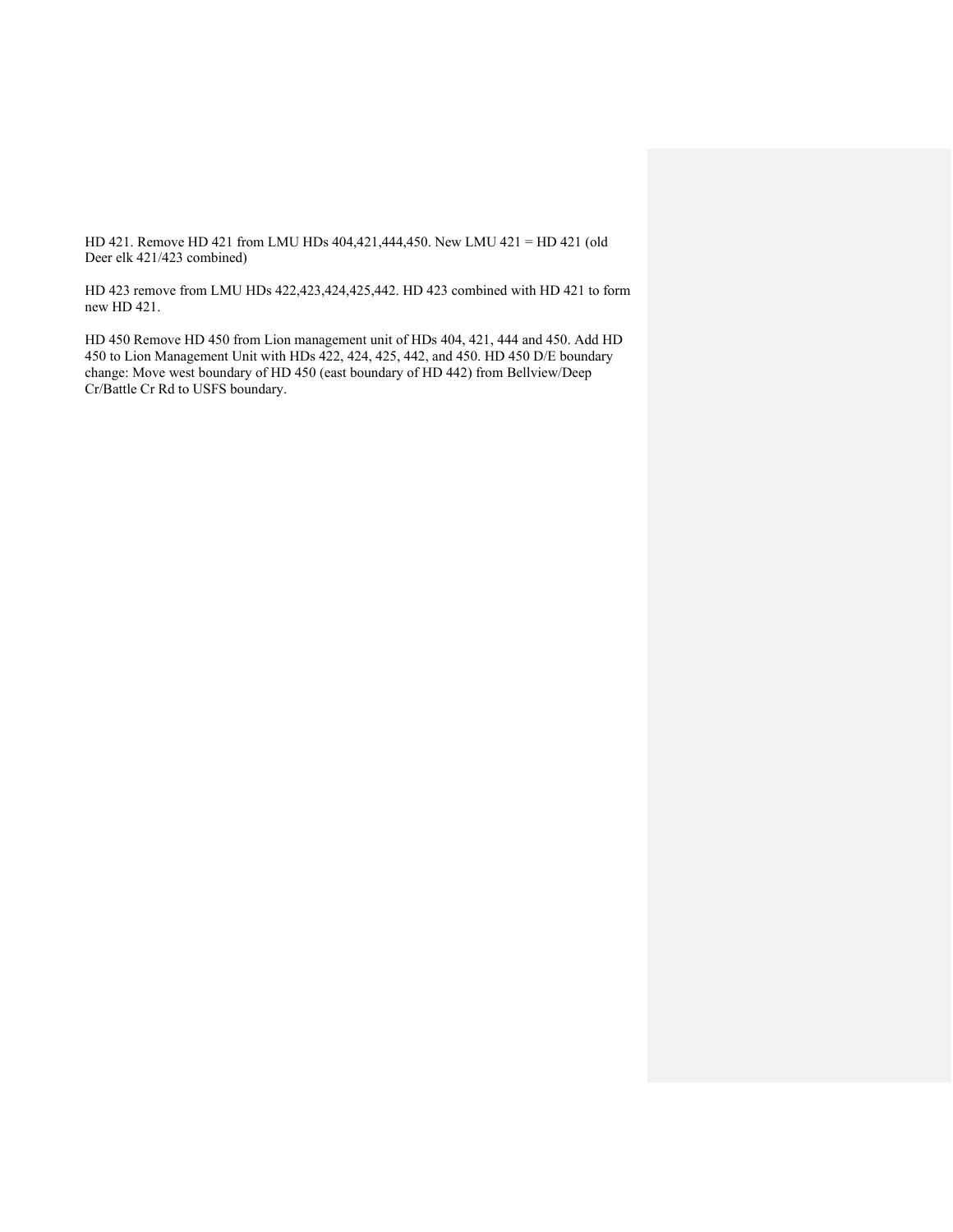HD 421. Remove HD 421 from LMU HDs 404,421,444,450. New LMU 421 = HD 421 (old Deer elk 421/423 combined)

HD 423 remove from LMU HDs 422,423,424,425,442. HD 423 combined with HD 421 to form new HD 421.

HD 450 Remove HD 450 from Lion management unit of HDs 404, 421, 444 and 450. Add HD 450 to Lion Management Unit with HDs 422, 424, 425, 442, and 450. HD 450 D/E boundary change: Move west boundary of HD 450 (east boundary of HD 442) from Bellview/Deep Cr/Battle Cr Rd to USFS boundary.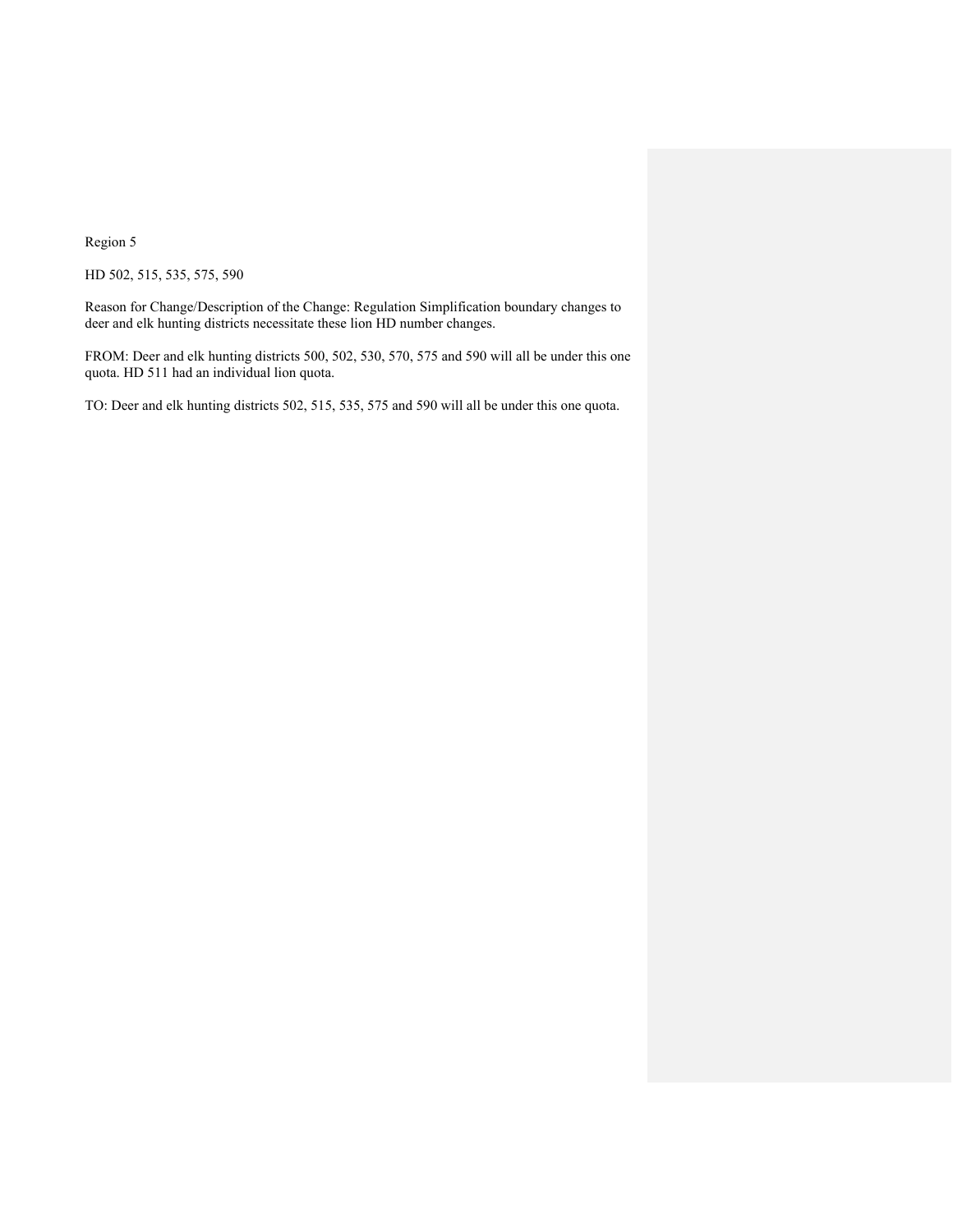Region 5

HD 502, 515, 535, 575, 590

Reason for Change/Description of the Change: Regulation Simplification boundary changes to deer and elk hunting districts necessitate these lion HD number changes.

FROM: Deer and elk hunting districts 500, 502, 530, 570, 575 and 590 will all be under this one quota. HD 511 had an individual lion quota.

TO: Deer and elk hunting districts 502, 515, 535, 575 and 590 will all be under this one quota.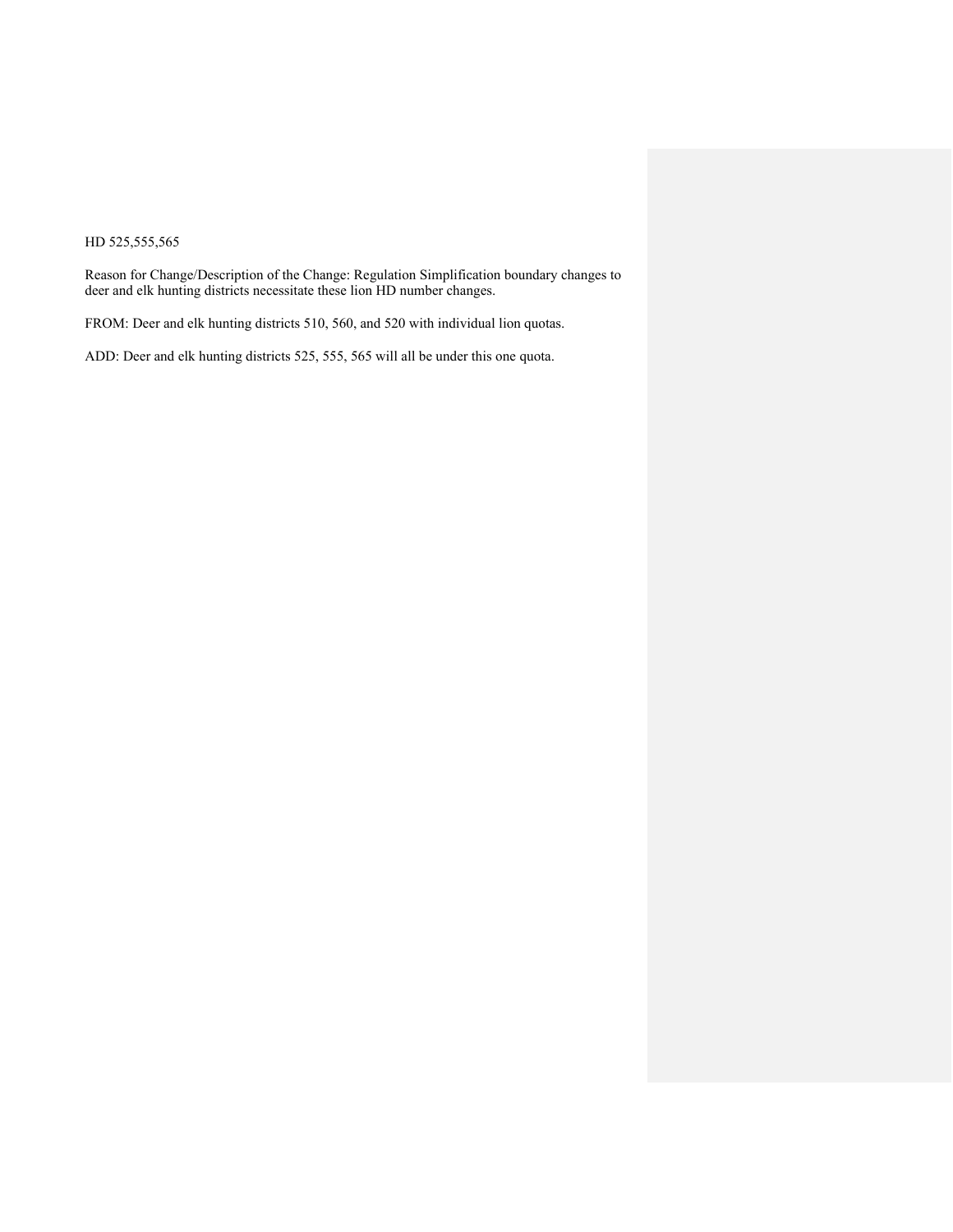HD 525,555,565

Reason for Change/Description of the Change: Regulation Simplification boundary changes to deer and elk hunting districts necessitate these lion HD number changes.

FROM: Deer and elk hunting districts 510, 560, and 520 with individual lion quotas.

ADD: Deer and elk hunting districts 525, 555, 565 will all be under this one quota.